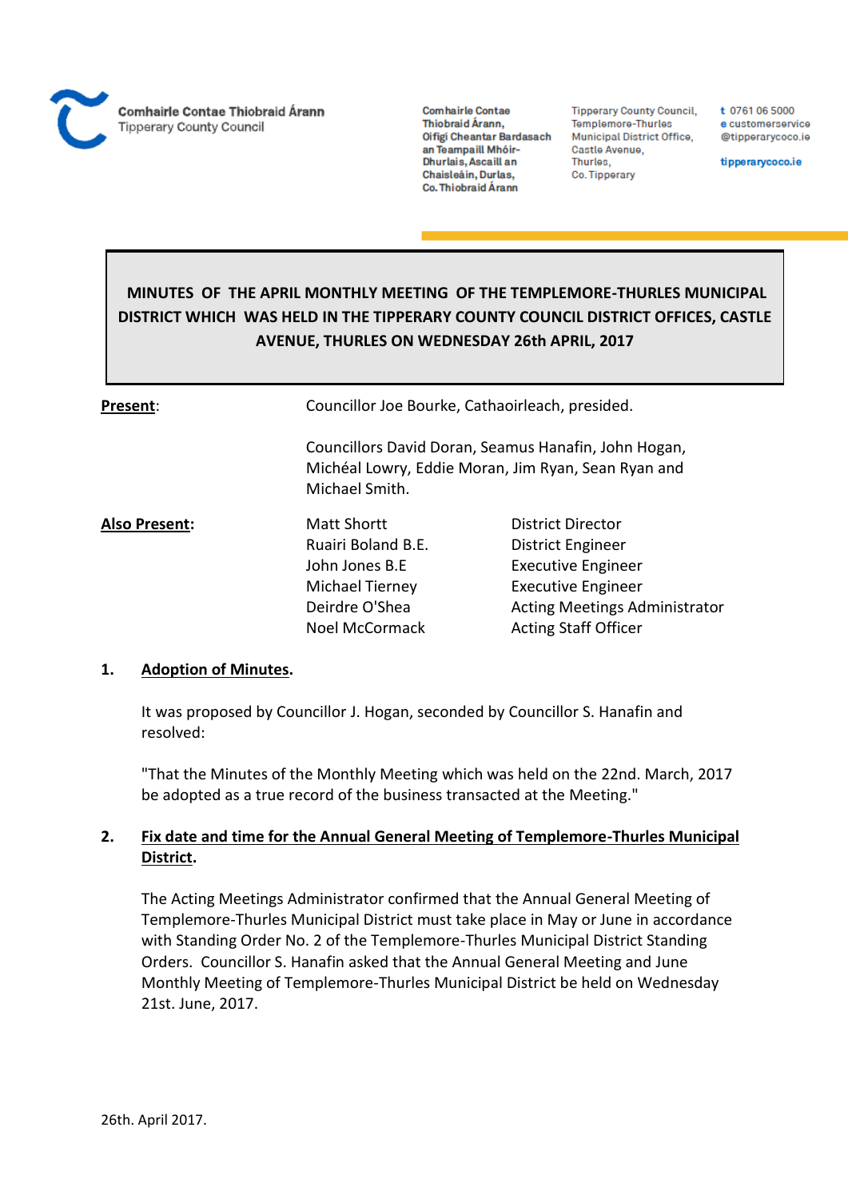Comhairle Contae Thiobraid Árann
Tipperary County Council

Comhairle Contae Thiobraid Árann, Oifigí Cheantar Bardasach an Teampaill Mhóir-Dhurlais, Ascaill an Chaisleáin, Durlas, Co. Thiobraid Árann

Tipperary County Council, Templemore-Thurles Municipal District Office, Castle Avenue, Thurles, Co. Tipperary

t 0761 06 5000
e customerservice@tipperarycoco.ie
tipperarycoco.ie

# MINUTES OF THE APRIL MONTHLY MEETING OF THE TEMPLEMORE-THURLES MUNICIPAL DISTRICT WHICH WAS HELD IN THE TIPPERARY COUNTY COUNCIL DISTRICT OFFICES, CASTLE AVENUE, THURLES ON WEDNESDAY 26th APRIL, 2017

**Present**: Councillor Joe Bourke, Cathaoirleach, presided.

Councillors David Doran, Seamus Hanafin, John Hogan, Michéal Lowry, Eddie Moran, Jim Ryan, Sean Ryan and Michael Smith.

**Also Present:**

| | |
|---|---|
| Matt Shortt | District Director |
| Ruairi Boland B.E. | District Engineer |
| John Jones B.E | Executive Engineer |
| Michael Tierney | Executive Engineer |
| Deirdre O'Shea | Acting Meetings Administrator |
| Noel McCormack | Acting Staff Officer |

## 1. Adoption of Minutes.

It was proposed by Councillor J. Hogan, seconded by Councillor S. Hanafin and resolved:

"That the Minutes of the Monthly Meeting which was held on the 22nd. March, 2017 be adopted as a true record of the business transacted at the Meeting."

## 2. Fix date and time for the Annual General Meeting of Templemore-Thurles Municipal District.

The Acting Meetings Administrator confirmed that the Annual General Meeting of Templemore-Thurles Municipal District must take place in May or June in accordance with Standing Order No. 2 of the Templemore-Thurles Municipal District Standing Orders. Councillor S. Hanafin asked that the Annual General Meeting and June Monthly Meeting of Templemore-Thurles Municipal District be held on Wednesday 21st. June, 2017.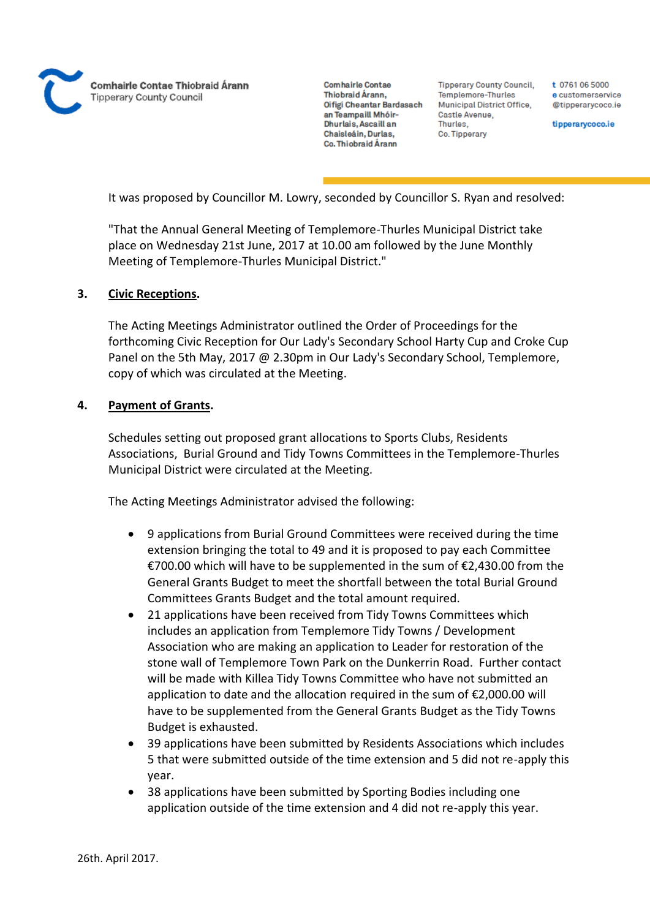It was proposed by Councillor M. Lowry, seconded by Councillor S. Ryan and resolved:

"That the Annual General Meeting of Templemore-Thurles Municipal District take place on Wednesday 21st June, 2017 at 10.00 am followed by the June Monthly Meeting of Templemore-Thurles Municipal District."

**3. Civic Receptions.**

The Acting Meetings Administrator outlined the Order of Proceedings for the forthcoming Civic Reception for Our Lady's Secondary School Harty Cup and Croke Cup Panel on the 5th May, 2017 @ 2.30pm in Our Lady's Secondary School, Templemore, copy of which was circulated at the Meeting.

**4. Payment of Grants.**

Schedules setting out proposed grant allocations to Sports Clubs, Residents Associations, Burial Ground and Tidy Towns Committees in the Templemore-Thurles Municipal District were circulated at the Meeting.

The Acting Meetings Administrator advised the following:

- 9 applications from Burial Ground Committees were received during the time extension bringing the total to 49 and it is proposed to pay each Committee €700.00 which will have to be supplemented in the sum of €2,430.00 from the General Grants Budget to meet the shortfall between the total Burial Ground Committees Grants Budget and the total amount required.
- 21 applications have been received from Tidy Towns Committees which includes an application from Templemore Tidy Towns / Development Association who are making an application to Leader for restoration of the stone wall of Templemore Town Park on the Dunkerrin Road. Further contact will be made with Killea Tidy Towns Committee who have not submitted an application to date and the allocation required in the sum of €2,000.00 will have to be supplemented from the General Grants Budget as the Tidy Towns Budget is exhausted.
- 39 applications have been submitted by Residents Associations which includes 5 that were submitted outside of the time extension and 5 did not re-apply this year.
- 38 applications have been submitted by Sporting Bodies including one application outside of the time extension and 4 did not re-apply this year.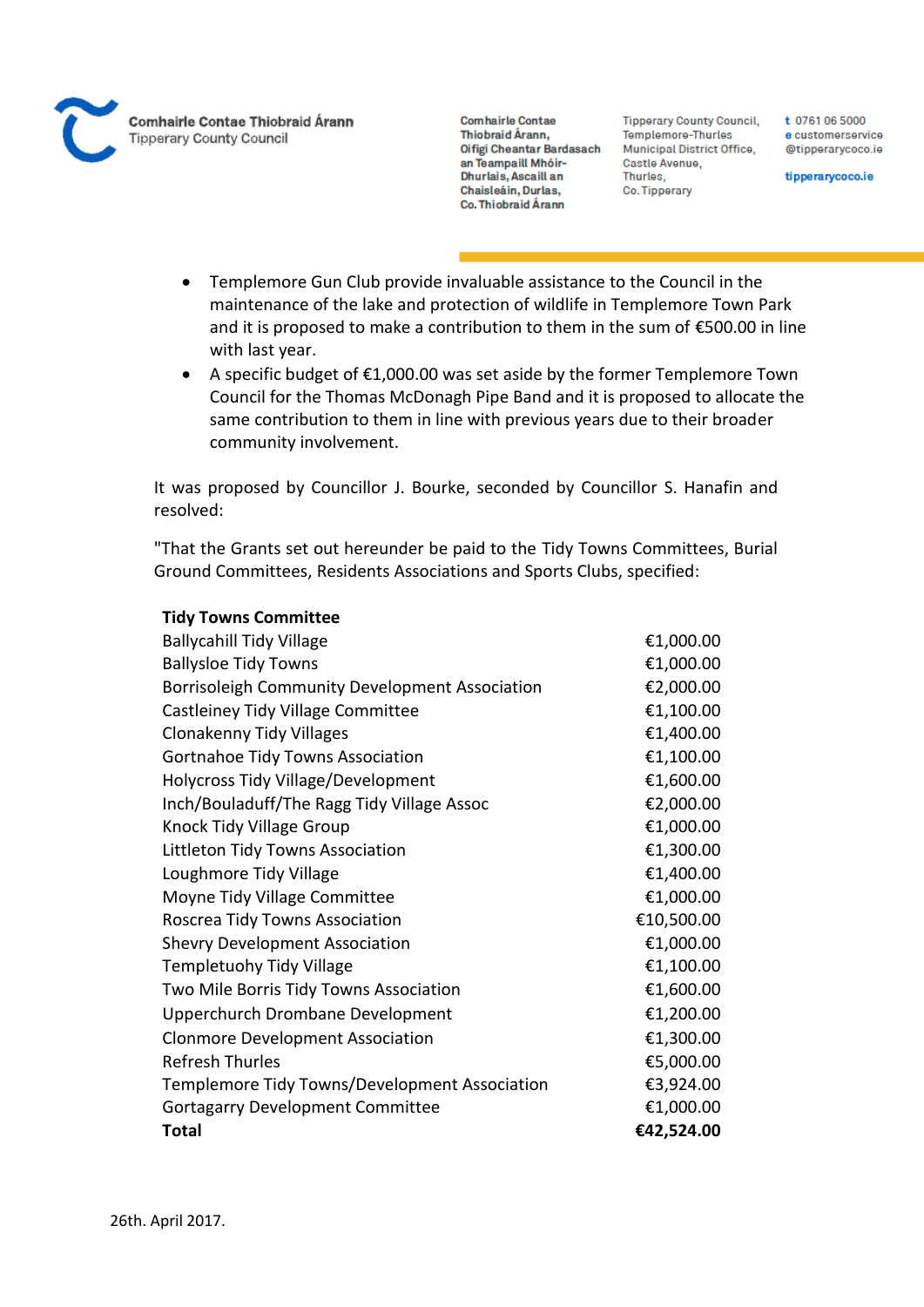- Templemore Gun Club provide invaluable assistance to the Council in the maintenance of the lake and protection of wildlife in Templemore Town Park and it is proposed to make a contribution to them in the sum of €500.00 in line with last year.
- A specific budget of €1,000.00 was set aside by the former Templemore Town Council for the Thomas McDonagh Pipe Band and it is proposed to allocate the same contribution to them in line with previous years due to their broader community involvement.

It was proposed by Councillor J. Bourke, seconded by Councillor S. Hanafin and resolved:

"That the Grants set out hereunder be paid to the Tidy Towns Committees, Burial Ground Committees, Residents Associations and Sports Clubs, specified:

| **Tidy Towns Committee** | |
|---|---|
| Ballycahill Tidy Village | €1,000.00 |
| Ballysloe Tidy Towns | €1,000.00 |
| Borrisoleigh Community Development Association | €2,000.00 |
| Castleiney Tidy Village Committee | €1,100.00 |
| Clonakenny Tidy Villages | €1,400.00 |
| Gortnahoe Tidy Towns Association | €1,100.00 |
| Holycross Tidy Village/Development | €1,600.00 |
| Inch/Bouladuff/The Ragg Tidy Village Assoc | €2,000.00 |
| Knock Tidy Village Group | €1,000.00 |
| Littleton Tidy Towns Association | €1,300.00 |
| Loughmore Tidy Village | €1,400.00 |
| Moyne Tidy Village Committee | €1,000.00 |
| Roscrea Tidy Towns Association | €10,500.00 |
| Shevry Development Association | €1,000.00 |
| Templetuohy Tidy Village | €1,100.00 |
| Two Mile Borris Tidy Towns Association | €1,600.00 |
| Upperchurch Drombane Development | €1,200.00 |
| Clonmore Development Association | €1,300.00 |
| Refresh Thurles | €5,000.00 |
| Templemore Tidy Towns/Development Association | €3,924.00 |
| Gortagarry Development Committee | €1,000.00 |
| **Total** | **€42,524.00** |

26th. April 2017.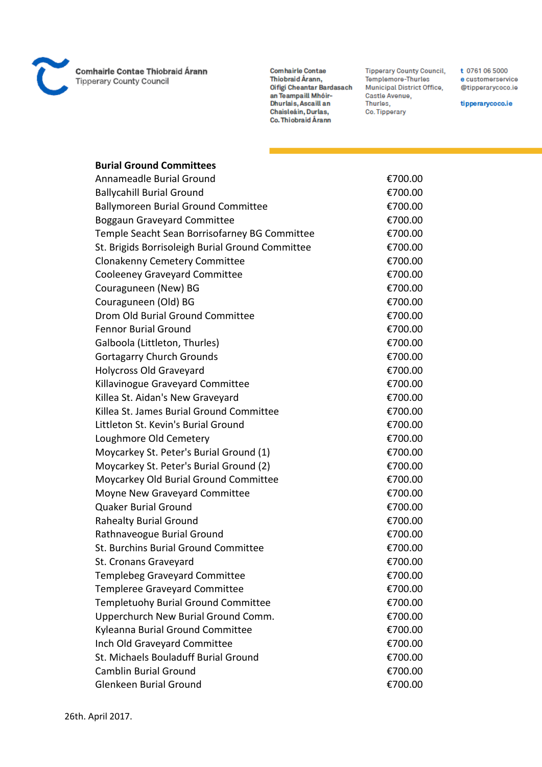Comhairle Contae Thiobraid Árann
Tipperary County Council

Comhairle Contae Thiobraid Árann, Oifigí Cheantar Bardasach an Teampaill Mhóir-Dhurlais, Ascaill an Chaisleáin, Durlas, Co. Thiobraid Árann

Tipperary County Council, Templemore-Thurles Municipal District Office, Castle Avenue, Thurles, Co. Tipperary

t 0761 06 5000
e customerservice@tipperarycoco.ie

tipperarycoco.ie

| **Burial Ground Committees** | |
|---|---|
| Annameadle Burial Ground | €700.00 |
| Ballycahill Burial Ground | €700.00 |
| Ballymoreen Burial Ground Committee | €700.00 |
| Boggaun Graveyard Committee | €700.00 |
| Temple Seacht Sean Borrisofarney BG Committee | €700.00 |
| St. Brigids Borrisoleigh Burial Ground Committee | €700.00 |
| Clonakenny Cemetery Committee | €700.00 |
| Cooleeney Graveyard Committee | €700.00 |
| Couraguneen (New) BG | €700.00 |
| Couraguneen (Old) BG | €700.00 |
| Drom Old Burial Ground Committee | €700.00 |
| Fennor Burial Ground | €700.00 |
| Galboola (Littleton, Thurles) | €700.00 |
| Gortagarry Church Grounds | €700.00 |
| Holycross Old Graveyard | €700.00 |
| Killavinogue Graveyard Committee | €700.00 |
| Killea St. Aidan's New Graveyard | €700.00 |
| Killea St. James Burial Ground Committee | €700.00 |
| Littleton St. Kevin's Burial Ground | €700.00 |
| Loughmore Old Cemetery | €700.00 |
| Moycarkey St. Peter's Burial Ground (1) | €700.00 |
| Moycarkey St. Peter's Burial Ground (2) | €700.00 |
| Moycarkey Old Burial Ground Committee | €700.00 |
| Moyne New Graveyard Committee | €700.00 |
| Quaker Burial Ground | €700.00 |
| Rahealty Burial Ground | €700.00 |
| Rathnaveogue Burial Ground | €700.00 |
| St. Burchins Burial Ground Committee | €700.00 |
| St. Cronans Graveyard | €700.00 |
| Templebeg Graveyard Committee | €700.00 |
| Templeree Graveyard Committee | €700.00 |
| Templetuohy Burial Ground Committee | €700.00 |
| Upperchurch New Burial Ground Comm. | €700.00 |
| Kyleanna Burial Ground Committee | €700.00 |
| Inch Old Graveyard Committee | €700.00 |
| St. Michaels Bouladuff Burial Ground | €700.00 |
| Camblin Burial Ground | €700.00 |
| Glenkeen Burial Ground | €700.00 |

26th. April 2017.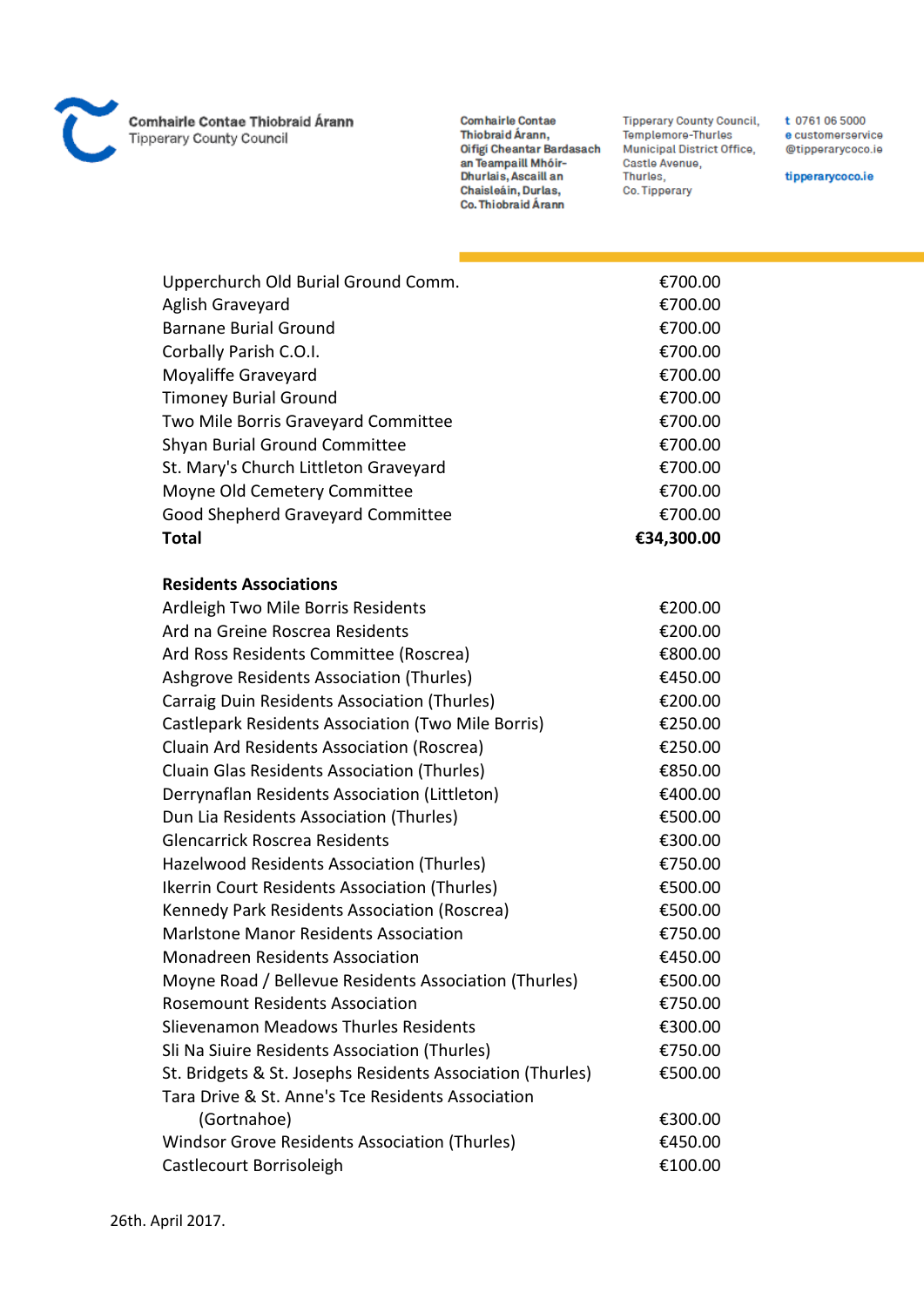| | |
|---|---|
| Upperchurch Old Burial Ground Comm. | €700.00 |
| Aglish Graveyard | €700.00 |
| Barnane Burial Ground | €700.00 |
| Corbally Parish C.O.I. | €700.00 |
| Moyaliffe Graveyard | €700.00 |
| Timoney Burial Ground | €700.00 |
| Two Mile Borris Graveyard Committee | €700.00 |
| Shyan Burial Ground Committee | €700.00 |
| St. Mary's Church Littleton Graveyard | €700.00 |
| Moyne Old Cemetery Committee | €700.00 |
| Good Shepherd Graveyard Committee | €700.00 |
| **Total** | **€34,300.00** |

**Residents Associations**

| | |
|---|---|
| Ardleigh Two Mile Borris Residents | €200.00 |
| Ard na Greine Roscrea Residents | €200.00 |
| Ard Ross Residents Committee (Roscrea) | €800.00 |
| Ashgrove Residents Association (Thurles) | €450.00 |
| Carraig Duin Residents Association (Thurles) | €200.00 |
| Castlepark Residents Association (Two Mile Borris) | €250.00 |
| Cluain Ard Residents Association (Roscrea) | €250.00 |
| Cluain Glas Residents Association (Thurles) | €850.00 |
| Derrynaflan Residents Association (Littleton) | €400.00 |
| Dun Lia Residents Association (Thurles) | €500.00 |
| Glencarrick Roscrea Residents | €300.00 |
| Hazelwood Residents Association (Thurles) | €750.00 |
| Ikerrin Court Residents Association (Thurles) | €500.00 |
| Kennedy Park Residents Association (Roscrea) | €500.00 |
| Marlstone Manor Residents Association | €750.00 |
| Monadreen Residents Association | €450.00 |
| Moyne Road / Bellevue Residents Association (Thurles) | €500.00 |
| Rosemount Residents Association | €750.00 |
| Slievenamon Meadows Thurles Residents | €300.00 |
| Sli Na Siuire Residents Association (Thurles) | €750.00 |
| St. Bridgets & St. Josephs Residents Association (Thurles) | €500.00 |
| Tara Drive & St. Anne's Tce Residents Association (Gortnahoe) | €300.00 |
| Windsor Grove Residents Association (Thurles) | €450.00 |
| Castlecourt Borrisoleigh | €100.00 |

26th. April 2017.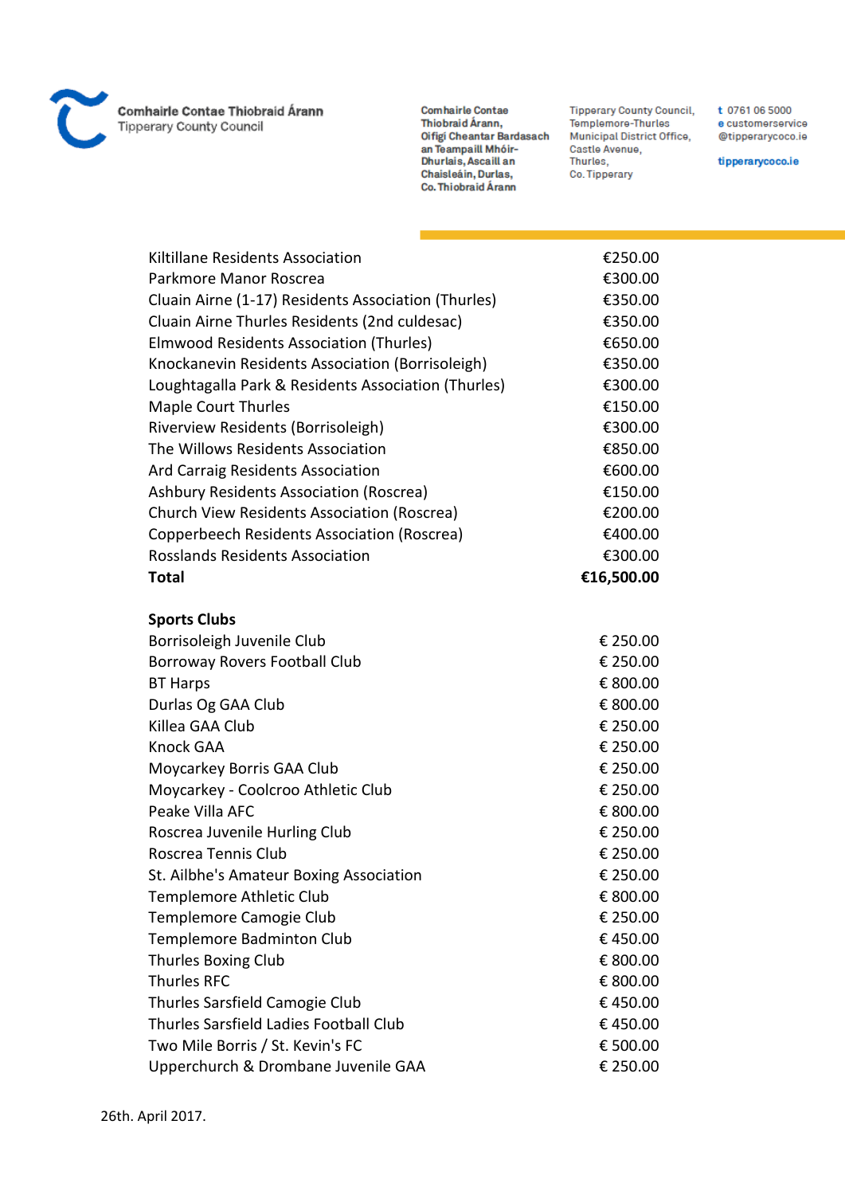| | |
|---|---|
| Kiltillane Residents Association | €250.00 |
| Parkmore Manor Roscrea | €300.00 |
| Cluain Airne (1-17) Residents Association (Thurles) | €350.00 |
| Cluain Airne Thurles Residents (2nd culdesac) | €350.00 |
| Elmwood Residents Association (Thurles) | €650.00 |
| Knockanevin Residents Association (Borrisoleigh) | €350.00 |
| Loughtagalla Park & Residents Association (Thurles) | €300.00 |
| Maple Court Thurles | €150.00 |
| Riverview Residents (Borrisoleigh) | €300.00 |
| The Willows Residents Association | €850.00 |
| Ard Carraig Residents Association | €600.00 |
| Ashbury Residents Association (Roscrea) | €150.00 |
| Church View Residents Association (Roscrea) | €200.00 |
| Copperbeech Residents Association (Roscrea) | €400.00 |
| Rosslands Residents Association | €300.00 |
| **Total** | **€16,500.00** |

**Sports Clubs**

| | |
|---|---|
| Borrisoleigh Juvenile Club | € 250.00 |
| Borroway Rovers Football Club | € 250.00 |
| BT Harps | € 800.00 |
| Durlas Og GAA Club | € 800.00 |
| Killea GAA Club | € 250.00 |
| Knock GAA | € 250.00 |
| Moycarkey Borris GAA Club | € 250.00 |
| Moycarkey - Coolcroo Athletic Club | € 250.00 |
| Peake Villa AFC | € 800.00 |
| Roscrea Juvenile Hurling Club | € 250.00 |
| Roscrea Tennis Club | € 250.00 |
| St. Ailbhe's Amateur Boxing Association | € 250.00 |
| Templemore Athletic Club | € 800.00 |
| Templemore Camogie Club | € 250.00 |
| Templemore Badminton Club | € 450.00 |
| Thurles Boxing Club | € 800.00 |
| Thurles RFC | € 800.00 |
| Thurles Sarsfield Camogie Club | € 450.00 |
| Thurles Sarsfield Ladies Football Club | € 450.00 |
| Two Mile Borris / St. Kevin's FC | € 500.00 |
| Upperchurch & Drombane Juvenile GAA | € 250.00 |

26th. April 2017.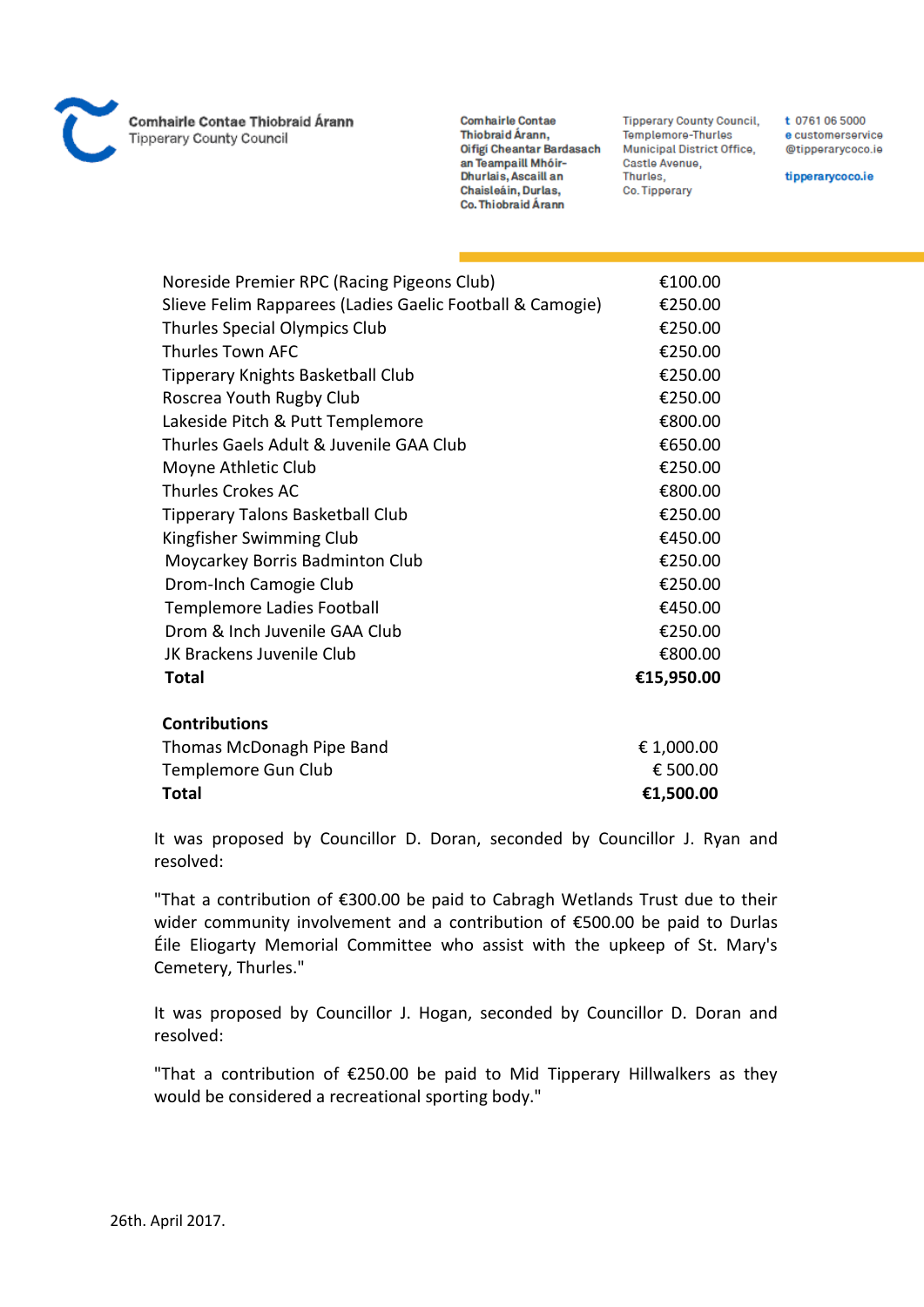| | |
|---|---|
| Noreside Premier RPC (Racing Pigeons Club) | €100.00 |
| Slieve Felim Rapparees (Ladies Gaelic Football & Camogie) | €250.00 |
| Thurles Special Olympics Club | €250.00 |
| Thurles Town AFC | €250.00 |
| Tipperary Knights Basketball Club | €250.00 |
| Roscrea Youth Rugby Club | €250.00 |
| Lakeside Pitch & Putt Templemore | €800.00 |
| Thurles Gaels Adult & Juvenile GAA Club | €650.00 |
| Moyne Athletic Club | €250.00 |
| Thurles Crokes AC | €800.00 |
| Tipperary Talons Basketball Club | €250.00 |
| Kingfisher Swimming Club | €450.00 |
| Moycarkey Borris Badminton Club | €250.00 |
| Drom-Inch Camogie Club | €250.00 |
| Templemore Ladies Football | €450.00 |
| Drom & Inch Juvenile GAA Club | €250.00 |
| JK Brackens Juvenile Club | €800.00 |
| **Total** | **€15,950.00** |

**Contributions**

| | |
|---|---|
| Thomas McDonagh Pipe Band | € 1,000.00 |
| Templemore Gun Club | € 500.00 |
| **Total** | **€1,500.00** |

It was proposed by Councillor D. Doran, seconded by Councillor J. Ryan and resolved:

"That a contribution of €300.00 be paid to Cabragh Wetlands Trust due to their wider community involvement and a contribution of €500.00 be paid to Durlas Éile Eliogarty Memorial Committee who assist with the upkeep of St. Mary's Cemetery, Thurles."

It was proposed by Councillor J. Hogan, seconded by Councillor D. Doran and resolved:

"That a contribution of €250.00 be paid to Mid Tipperary Hillwalkers as they would be considered a recreational sporting body."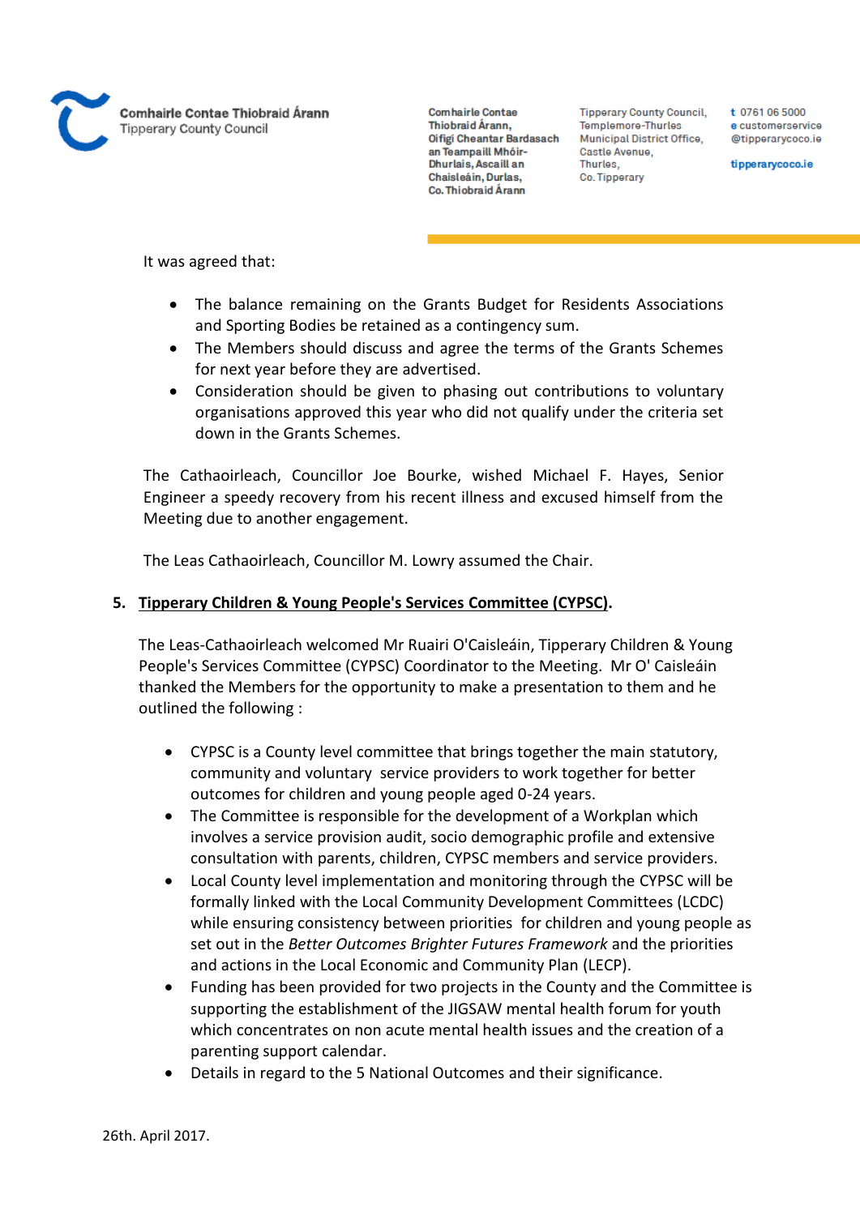It was agreed that:

- The balance remaining on the Grants Budget for Residents Associations and Sporting Bodies be retained as a contingency sum.
- The Members should discuss and agree the terms of the Grants Schemes for next year before they are advertised.
- Consideration should be given to phasing out contributions to voluntary organisations approved this year who did not qualify under the criteria set down in the Grants Schemes.

The Cathaoirleach, Councillor Joe Bourke, wished Michael F. Hayes, Senior Engineer a speedy recovery from his recent illness and excused himself from the Meeting due to another engagement.

The Leas Cathaoirleach, Councillor M. Lowry assumed the Chair.

**5. <u>Tipperary Children & Young People's Services Committee (CYPSC)</u>.**

The Leas-Cathaoirleach welcomed Mr Ruairi O'Caisleáin, Tipperary Children & Young People's Services Committee (CYPSC) Coordinator to the Meeting. Mr O' Caisleáin thanked the Members for the opportunity to make a presentation to them and he outlined the following :

- CYPSC is a County level committee that brings together the main statutory, community and voluntary service providers to work together for better outcomes for children and young people aged 0-24 years.
- The Committee is responsible for the development of a Workplan which involves a service provision audit, socio demographic profile and extensive consultation with parents, children, CYPSC members and service providers.
- Local County level implementation and monitoring through the CYPSC will be formally linked with the Local Community Development Committees (LCDC) while ensuring consistency between priorities for children and young people as set out in the *Better Outcomes Brighter Futures Framework* and the priorities and actions in the Local Economic and Community Plan (LECP).
- Funding has been provided for two projects in the County and the Committee is supporting the establishment of the JIGSAW mental health forum for youth which concentrates on non acute mental health issues and the creation of a parenting support calendar.
- Details in regard to the 5 National Outcomes and their significance.

26th. April 2017.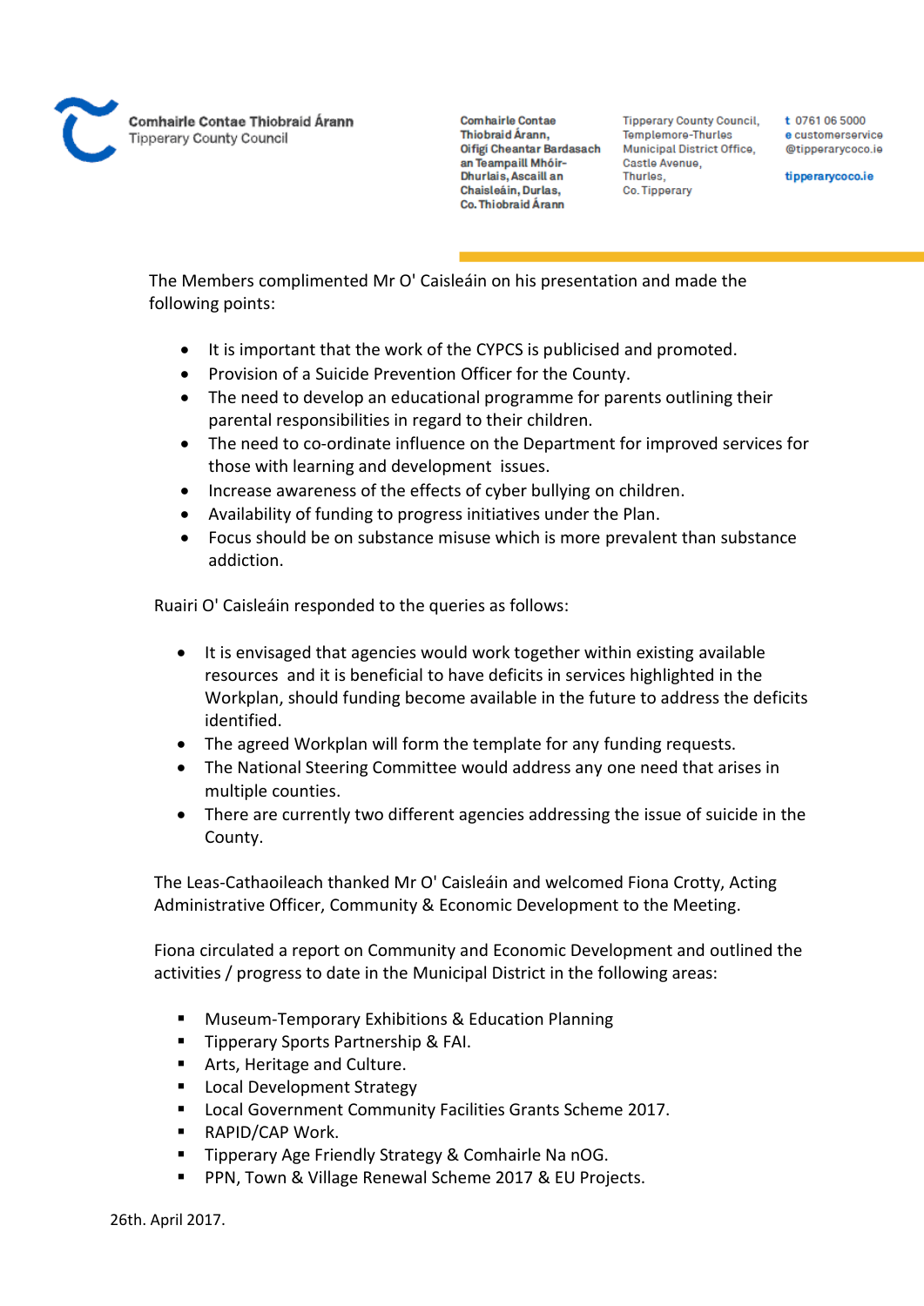The Members complimented Mr O' Caisleáin on his presentation and made the following points:

- It is important that the work of the CYPCS is publicised and promoted.
- Provision of a Suicide Prevention Officer for the County.
- The need to develop an educational programme for parents outlining their parental responsibilities in regard to their children.
- The need to co-ordinate influence on the Department for improved services for those with learning and development issues.
- Increase awareness of the effects of cyber bullying on children.
- Availability of funding to progress initiatives under the Plan.
- Focus should be on substance misuse which is more prevalent than substance addiction.

Ruairi O' Caisleáin responded to the queries as follows:

- It is envisaged that agencies would work together within existing available resources and it is beneficial to have deficits in services highlighted in the Workplan, should funding become available in the future to address the deficits identified.
- The agreed Workplan will form the template for any funding requests.
- The National Steering Committee would address any one need that arises in multiple counties.
- There are currently two different agencies addressing the issue of suicide in the County.

The Leas-Cathaoileach thanked Mr O' Caisleáin and welcomed Fiona Crotty, Acting Administrative Officer, Community & Economic Development to the Meeting.

Fiona circulated a report on Community and Economic Development and outlined the activities / progress to date in the Municipal District in the following areas:

- Museum-Temporary Exhibitions & Education Planning
- Tipperary Sports Partnership & FAI.
- Arts, Heritage and Culture.
- Local Development Strategy
- Local Government Community Facilities Grants Scheme 2017.
- RAPID/CAP Work.
- Tipperary Age Friendly Strategy & Comhairle Na nOG.
- PPN, Town & Village Renewal Scheme 2017 & EU Projects.

26th. April 2017.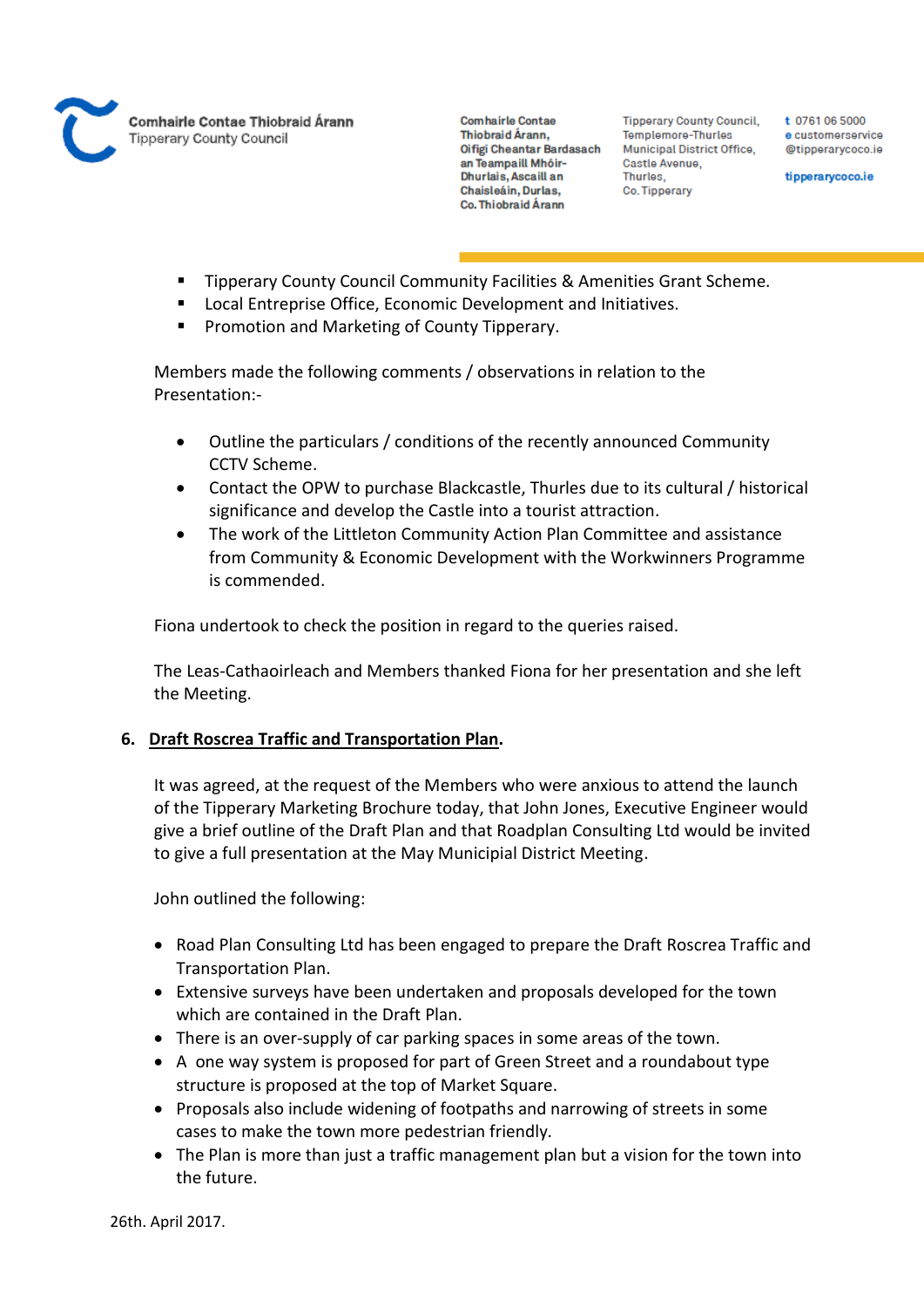- Tipperary County Council Community Facilities & Amenities Grant Scheme.
- Local Entreprise Office, Economic Development and Initiatives.
- Promotion and Marketing of County Tipperary.

Members made the following comments / observations in relation to the Presentation:-

- Outline the particulars / conditions of the recently announced Community CCTV Scheme.
- Contact the OPW to purchase Blackcastle, Thurles due to its cultural / historical significance and develop the Castle into a tourist attraction.
- The work of the Littleton Community Action Plan Committee and assistance from Community & Economic Development with the Workwinners Programme is commended.

Fiona undertook to check the position in regard to the queries raised.

The Leas-Cathaoirleach and Members thanked Fiona for her presentation and she left the Meeting.

**6. <u>Draft Roscrea Traffic and Transportation Plan</u>.**

It was agreed, at the request of the Members who were anxious to attend the launch of the Tipperary Marketing Brochure today, that John Jones, Executive Engineer would give a brief outline of the Draft Plan and that Roadplan Consulting Ltd would be invited to give a full presentation at the May Municipial District Meeting.

John outlined the following:

- Road Plan Consulting Ltd has been engaged to prepare the Draft Roscrea Traffic and Transportation Plan.
- Extensive surveys have been undertaken and proposals developed for the town which are contained in the Draft Plan.
- There is an over-supply of car parking spaces in some areas of the town.
- A one way system is proposed for part of Green Street and a roundabout type structure is proposed at the top of Market Square.
- Proposals also include widening of footpaths and narrowing of streets in some cases to make the town more pedestrian friendly.
- The Plan is more than just a traffic management plan but a vision for the town into the future.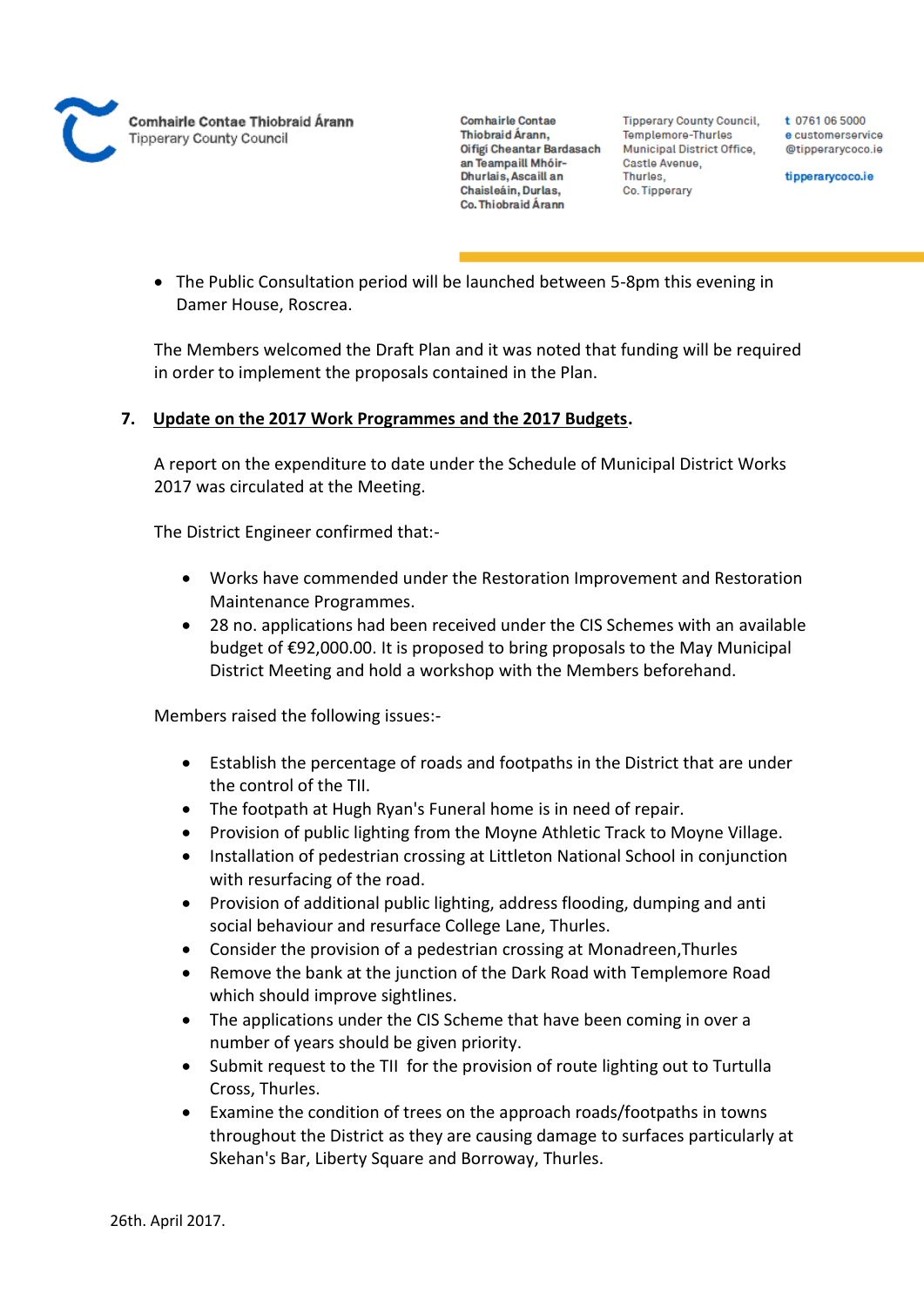- The Public Consultation period will be launched between 5-8pm this evening in Damer House, Roscrea.

The Members welcomed the Draft Plan and it was noted that funding will be required in order to implement the proposals contained in the Plan.

**7. Update on the 2017 Work Programmes and the 2017 Budgets.**

A report on the expenditure to date under the Schedule of Municipal District Works 2017 was circulated at the Meeting.

The District Engineer confirmed that:-

- Works have commended under the Restoration Improvement and Restoration Maintenance Programmes.
- 28 no. applications had been received under the CIS Schemes with an available budget of €92,000.00. It is proposed to bring proposals to the May Municipal District Meeting and hold a workshop with the Members beforehand.

Members raised the following issues:-

- Establish the percentage of roads and footpaths in the District that are under the control of the TII.
- The footpath at Hugh Ryan's Funeral home is in need of repair.
- Provision of public lighting from the Moyne Athletic Track to Moyne Village.
- Installation of pedestrian crossing at Littleton National School in conjunction with resurfacing of the road.
- Provision of additional public lighting, address flooding, dumping and anti social behaviour and resurface College Lane, Thurles.
- Consider the provision of a pedestrian crossing at Monadreen,Thurles
- Remove the bank at the junction of the Dark Road with Templemore Road which should improve sightlines.
- The applications under the CIS Scheme that have been coming in over a number of years should be given priority.
- Submit request to the TII for the provision of route lighting out to Turtulla Cross, Thurles.
- Examine the condition of trees on the approach roads/footpaths in towns throughout the District as they are causing damage to surfaces particularly at Skehan's Bar, Liberty Square and Borroway, Thurles.

26th. April 2017.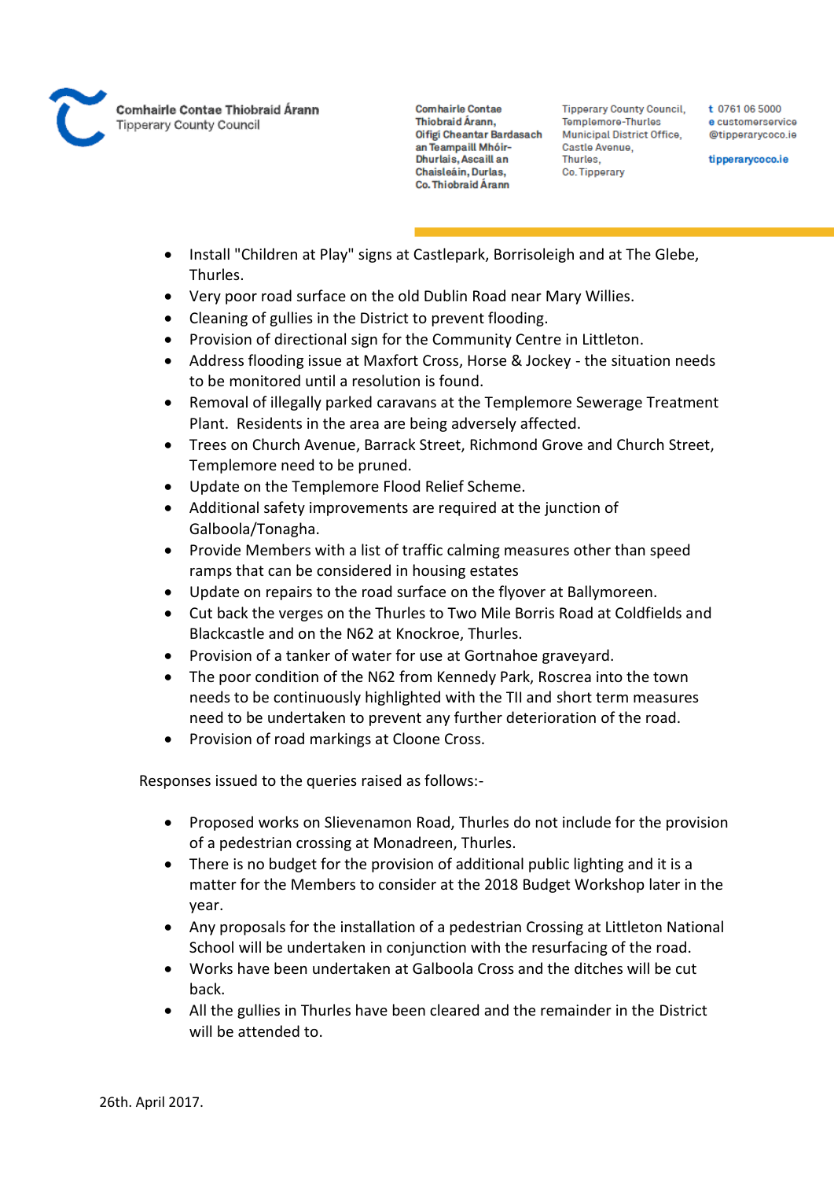- Install "Children at Play" signs at Castlepark, Borrisoleigh and at The Glebe, Thurles.
- Very poor road surface on the old Dublin Road near Mary Willies.
- Cleaning of gullies in the District to prevent flooding.
- Provision of directional sign for the Community Centre in Littleton.
- Address flooding issue at Maxfort Cross, Horse & Jockey - the situation needs to be monitored until a resolution is found.
- Removal of illegally parked caravans at the Templemore Sewerage Treatment Plant. Residents in the area are being adversely affected.
- Trees on Church Avenue, Barrack Street, Richmond Grove and Church Street, Templemore need to be pruned.
- Update on the Templemore Flood Relief Scheme.
- Additional safety improvements are required at the junction of Galboola/Tonagha.
- Provide Members with a list of traffic calming measures other than speed ramps that can be considered in housing estates
- Update on repairs to the road surface on the flyover at Ballymoreen.
- Cut back the verges on the Thurles to Two Mile Borris Road at Coldfields and Blackcastle and on the N62 at Knockroe, Thurles.
- Provision of a tanker of water for use at Gortnahoe graveyard.
- The poor condition of the N62 from Kennedy Park, Roscrea into the town needs to be continuously highlighted with the TII and short term measures need to be undertaken to prevent any further deterioration of the road.
- Provision of road markings at Cloone Cross.

Responses issued to the queries raised as follows:-

- Proposed works on Slievenamon Road, Thurles do not include for the provision of a pedestrian crossing at Monadreen, Thurles.
- There is no budget for the provision of additional public lighting and it is a matter for the Members to consider at the 2018 Budget Workshop later in the year.
- Any proposals for the installation of a pedestrian Crossing at Littleton National School will be undertaken in conjunction with the resurfacing of the road.
- Works have been undertaken at Galboola Cross and the ditches will be cut back.
- All the gullies in Thurles have been cleared and the remainder in the District will be attended to.

26th. April 2017.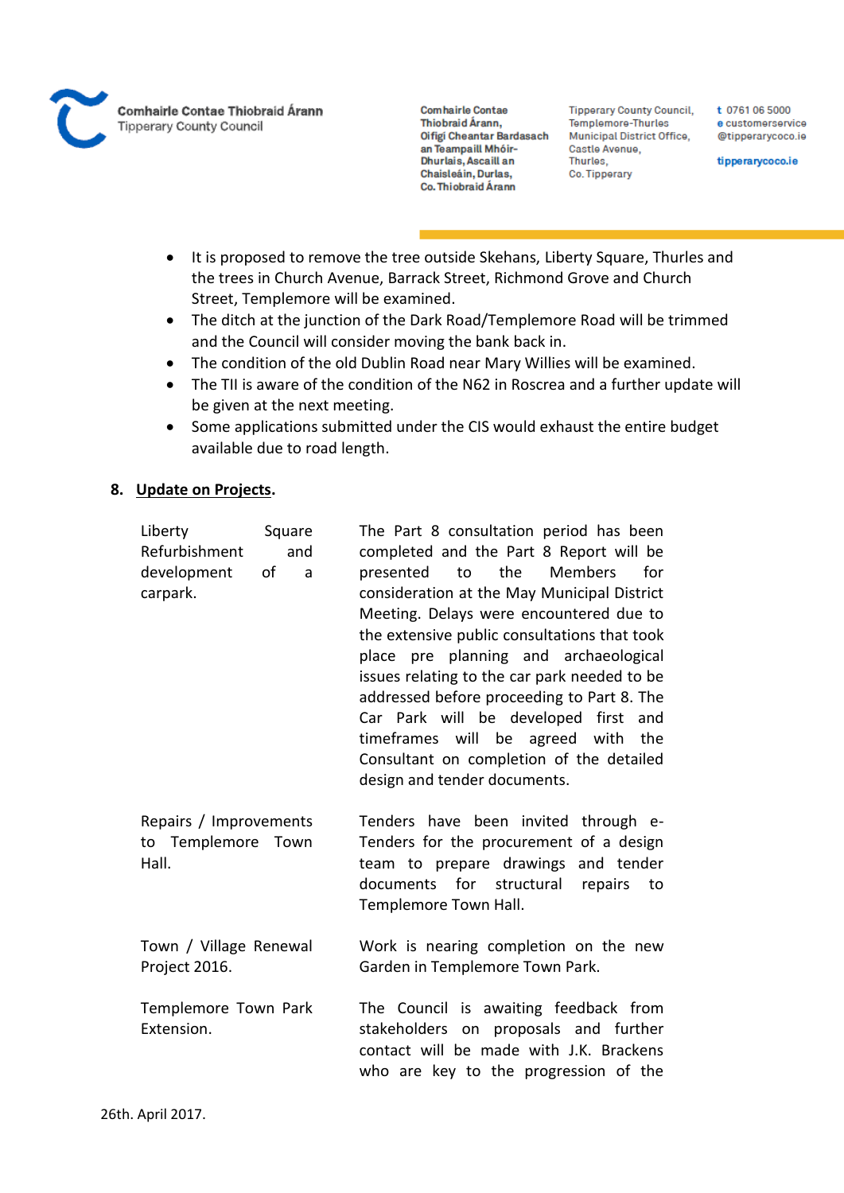- It is proposed to remove the tree outside Skehans, Liberty Square, Thurles and the trees in Church Avenue, Barrack Street, Richmond Grove and Church Street, Templemore will be examined.
- The ditch at the junction of the Dark Road/Templemore Road will be trimmed and the Council will consider moving the bank back in.
- The condition of the old Dublin Road near Mary Willies will be examined.
- The TII is aware of the condition of the N62 in Roscrea and a further update will be given at the next meeting.
- Some applications submitted under the CIS would exhaust the entire budget available due to road length.

## 8. Update on Projects.

| | |
|---|---|
| Liberty Square Refurbishment and development of a carpark. | The Part 8 consultation period has been completed and the Part 8 Report will be presented to the Members for consideration at the May Municipal District Meeting. Delays were encountered due to the extensive public consultations that took place pre planning and archaeological issues relating to the car park needed to be addressed before proceeding to Part 8. The Car Park will be developed first and timeframes will be agreed with the Consultant on completion of the detailed design and tender documents. |
| Repairs / Improvements to Templemore Town Hall. | Tenders have been invited through e-Tenders for the procurement of a design team to prepare drawings and tender documents for structural repairs to Templemore Town Hall. |
| Town / Village Renewal Project 2016. | Work is nearing completion on the new Garden in Templemore Town Park. |
| Templemore Town Park Extension. | The Council is awaiting feedback from stakeholders on proposals and further contact will be made with J.K. Brackens who are key to the progression of the |

26th. April 2017.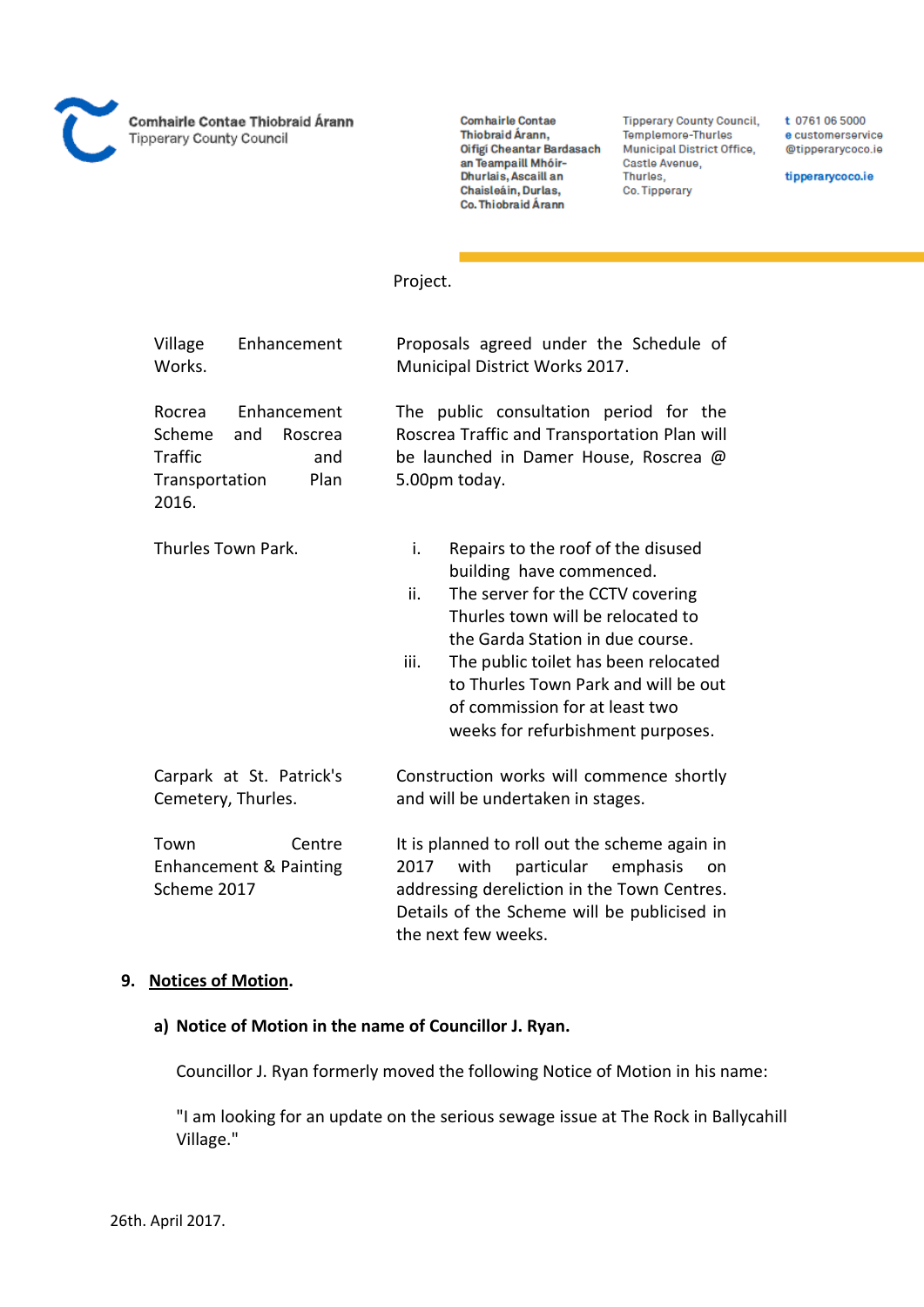| | Project. |
|---|---|
| Village Enhancement Works. | Proposals agreed under the Schedule of Municipal District Works 2017. |
| Rocrea Enhancement Scheme and Roscrea Traffic and Transportation Plan 2016. | The public consultation period for the Roscrea Traffic and Transportation Plan will be launched in Damer House, Roscrea @ 5.00pm today. |
| Thurles Town Park. | i. Repairs to the roof of the disused building have commenced.<br>ii. The server for the CCTV covering Thurles town will be relocated to the Garda Station in due course.<br>iii. The public toilet has been relocated to Thurles Town Park and will be out of commission for at least two weeks for refurbishment purposes. |
| Carpark at St. Patrick's Cemetery, Thurles. | Construction works will commence shortly and will be undertaken in stages. |
| Town Centre Enhancement & Painting Scheme 2017 | It is planned to roll out the scheme again in 2017 with particular emphasis on addressing dereliction in the Town Centres. Details of the Scheme will be publicised in the next few weeks. |

## 9. Notices of Motion.

### a) Notice of Motion in the name of Councillor J. Ryan.

Councillor J. Ryan formerly moved the following Notice of Motion in his name:

"I am looking for an update on the serious sewage issue at The Rock in Ballycahill Village."

26th. April 2017.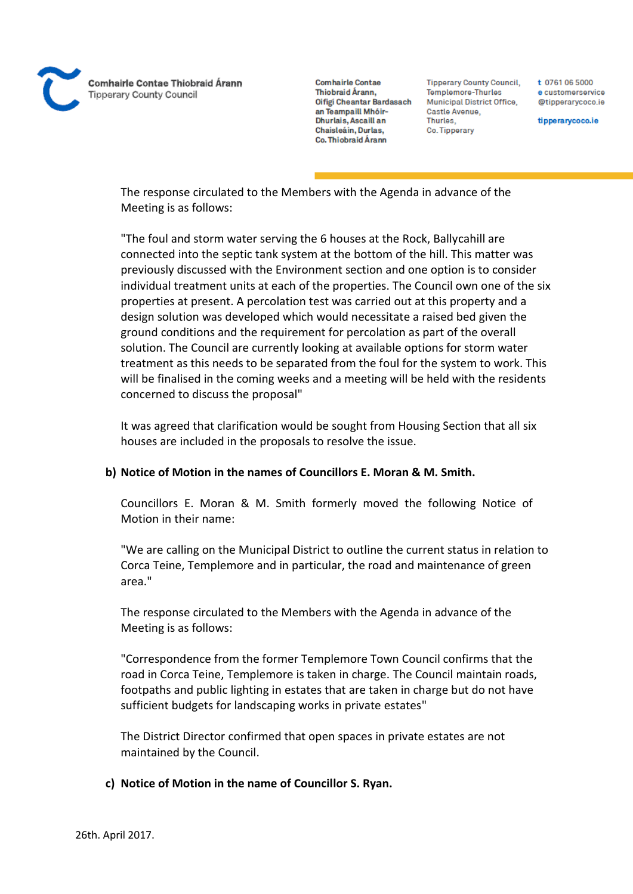The response circulated to the Members with the Agenda in advance of the Meeting is as follows:

"The foul and storm water serving the 6 houses at the Rock, Ballycahill are connected into the septic tank system at the bottom of the hill. This matter was previously discussed with the Environment section and one option is to consider individual treatment units at each of the properties. The Council own one of the six properties at present. A percolation test was carried out at this property and a design solution was developed which would necessitate a raised bed given the ground conditions and the requirement for percolation as part of the overall solution. The Council are currently looking at available options for storm water treatment as this needs to be separated from the foul for the system to work. This will be finalised in the coming weeks and a meeting will be held with the residents concerned to discuss the proposal"

It was agreed that clarification would be sought from Housing Section that all six houses are included in the proposals to resolve the issue.

**b) Notice of Motion in the names of Councillors E. Moran & M. Smith.**

Councillors E. Moran & M. Smith formerly moved the following Notice of Motion in their name:

"We are calling on the Municipal District to outline the current status in relation to Corca Teine, Templemore and in particular, the road and maintenance of green area."

The response circulated to the Members with the Agenda in advance of the Meeting is as follows:

"Correspondence from the former Templemore Town Council confirms that the road in Corca Teine, Templemore is taken in charge. The Council maintain roads, footpaths and public lighting in estates that are taken in charge but do not have sufficient budgets for landscaping works in private estates"

The District Director confirmed that open spaces in private estates are not maintained by the Council.

**c) Notice of Motion in the name of Councillor S. Ryan.**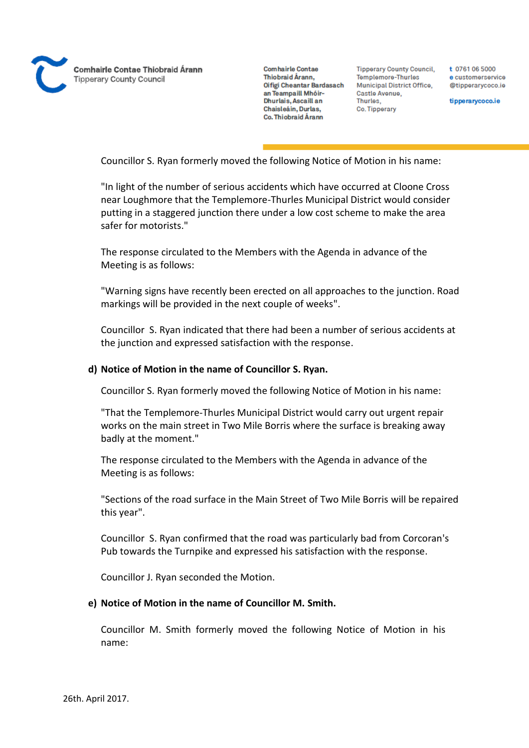Councillor S. Ryan formerly moved the following Notice of Motion in his name:

"In light of the number of serious accidents which have occurred at Cloone Cross near Loughmore that the Templemore-Thurles Municipal District would consider putting in a staggered junction there under a low cost scheme to make the area safer for motorists."

The response circulated to the Members with the Agenda in advance of the Meeting is as follows:

"Warning signs have recently been erected on all approaches to the junction. Road markings will be provided in the next couple of weeks".

Councillor S. Ryan indicated that there had been a number of serious accidents at the junction and expressed satisfaction with the response.

**d) Notice of Motion in the name of Councillor S. Ryan.**

Councillor S. Ryan formerly moved the following Notice of Motion in his name:

"That the Templemore-Thurles Municipal District would carry out urgent repair works on the main street in Two Mile Borris where the surface is breaking away badly at the moment."

The response circulated to the Members with the Agenda in advance of the Meeting is as follows:

"Sections of the road surface in the Main Street of Two Mile Borris will be repaired this year".

Councillor S. Ryan confirmed that the road was particularly bad from Corcoran's Pub towards the Turnpike and expressed his satisfaction with the response.

Councillor J. Ryan seconded the Motion.

**e) Notice of Motion in the name of Councillor M. Smith.**

Councillor M. Smith formerly moved the following Notice of Motion in his name:

26th. April 2017.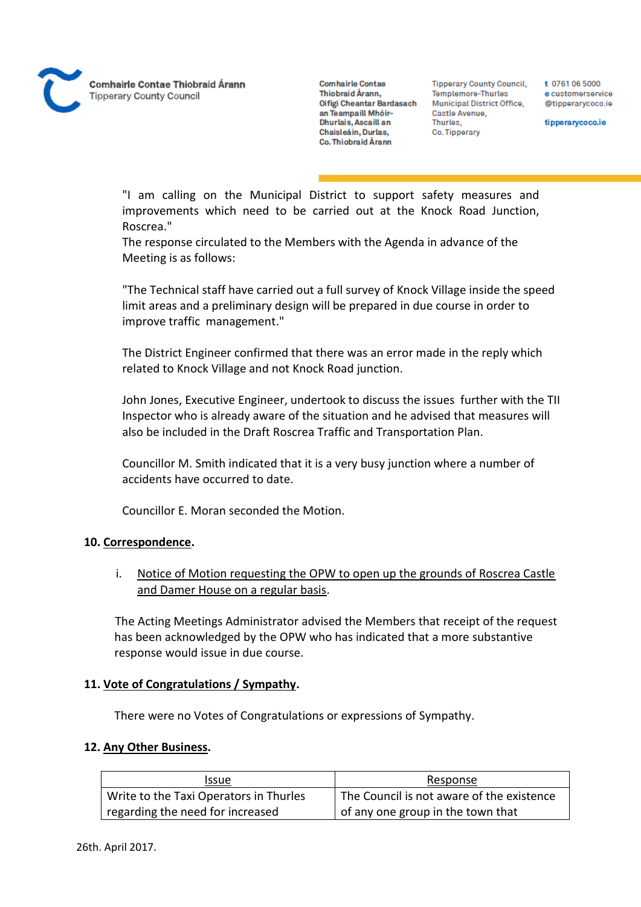"I am calling on the Municipal District to support safety measures and improvements which need to be carried out at the Knock Road Junction, Roscrea."

The response circulated to the Members with the Agenda in advance of the Meeting is as follows:

"The Technical staff have carried out a full survey of Knock Village inside the speed limit areas and a preliminary design will be prepared in due course in order to improve traffic management."

The District Engineer confirmed that there was an error made in the reply which related to Knock Village and not Knock Road junction.

John Jones, Executive Engineer, undertook to discuss the issues further with the TII Inspector who is already aware of the situation and he advised that measures will also be included in the Draft Roscrea Traffic and Transportation Plan.

Councillor M. Smith indicated that it is a very busy junction where a number of accidents have occurred to date.

Councillor E. Moran seconded the Motion.

**10. Correspondence.**

i. Notice of Motion requesting the OPW to open up the grounds of Roscrea Castle and Damer House on a regular basis.

The Acting Meetings Administrator advised the Members that receipt of the request has been acknowledged by the OPW who has indicated that a more substantive response would issue in due course.

**11. Vote of Congratulations / Sympathy.**

There were no Votes of Congratulations or expressions of Sympathy.

**12. Any Other Business.**

| Issue | Response |
|---|---|
| Write to the Taxi Operators in Thurles regarding the need for increased | The Council is not aware of the existence of any one group in the town that |

26th. April 2017.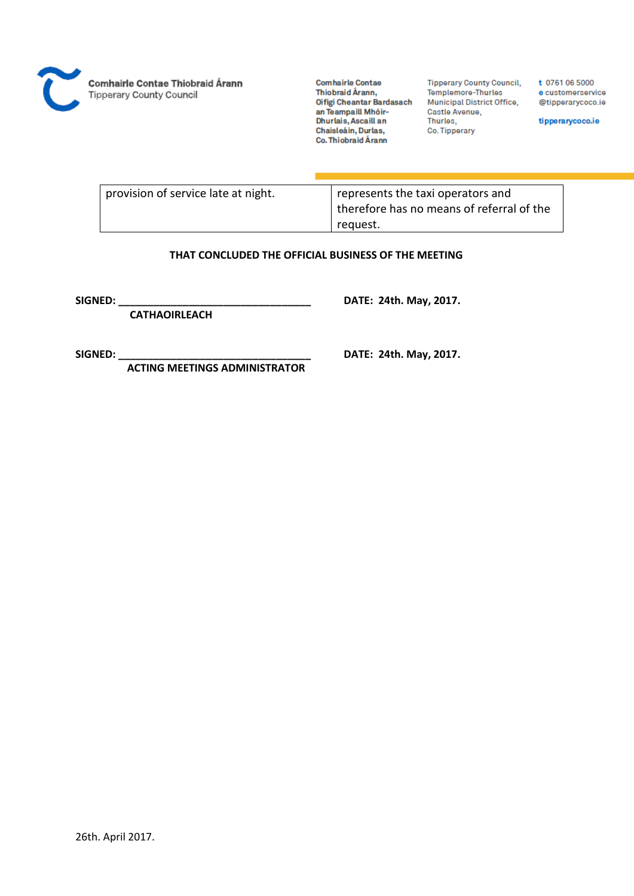| | |
|---|---|
| provision of service late at night. | represents the taxi operators and therefore has no means of referral of the request. |

**THAT CONCLUDED THE OFFICIAL BUSINESS OF THE MEETING**

**SIGNED: ________________________________** **DATE: 24th. May, 2017.**
**CATHAOIRLEACH**

**SIGNED: ________________________________** **DATE: 24th. May, 2017.**
**ACTING MEETINGS ADMINISTRATOR**

26th. April 2017.